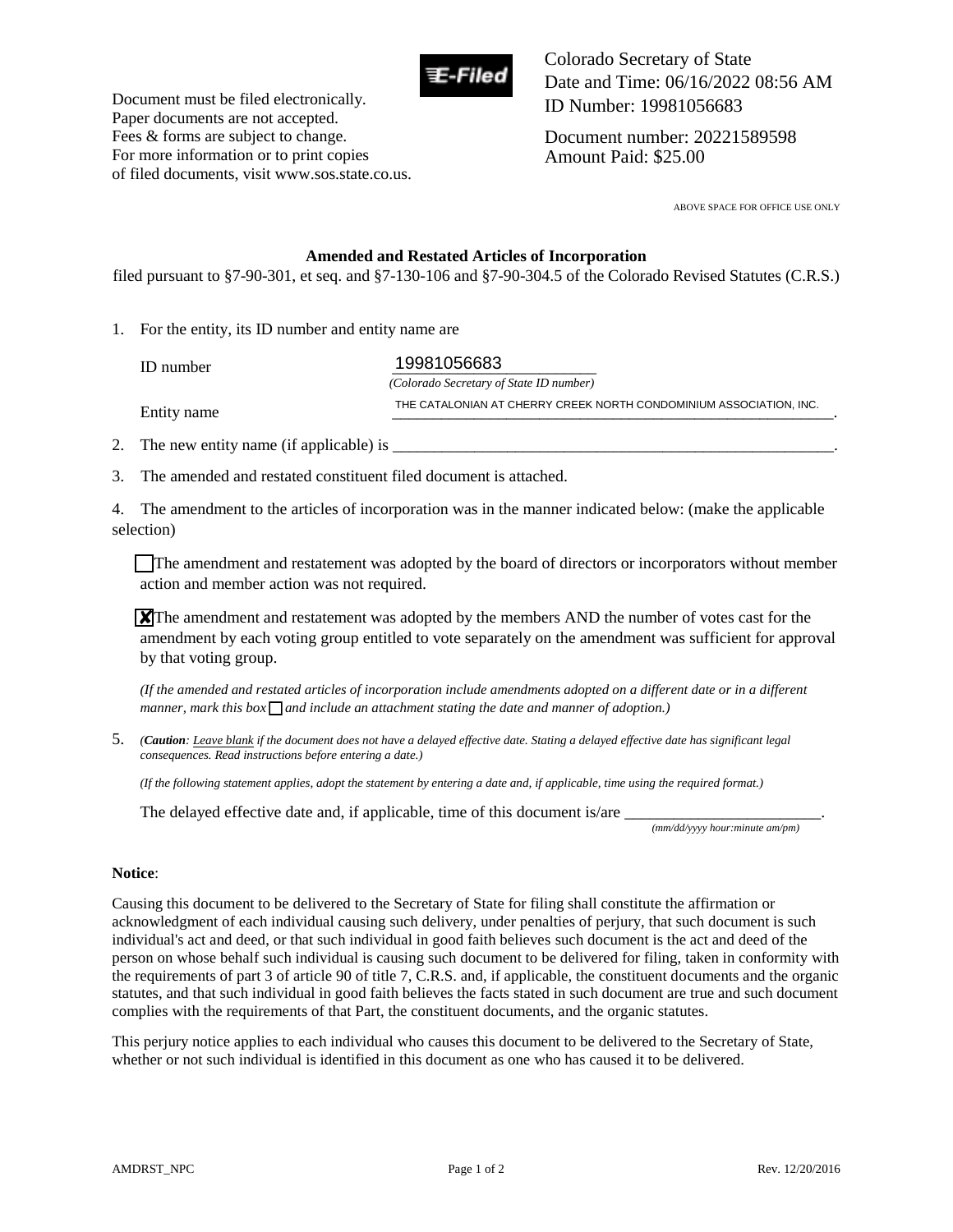Document must be filed electronically.
Paper documents are not accepted.
Fees & forms are subject to change.
For more information or to print copies
of filed documents, visit www.sos.state.co.us.

Colorado Secretary of State
Date and Time: 06/16/2022 08:56 AM
ID Number: 19981056683

Document number: 20221589598
Amount Paid: $25.00

ABOVE SPACE FOR OFFICE USE ONLY

**Amended and Restated Articles of Incorporation**

filed pursuant to §7-90-301, et seq. and §7-130-106 and §7-90-304.5 of the Colorado Revised Statutes (C.R.S.)

1. For the entity, its ID number and entity name are

   ID number 19981056683
   *(Colorado Secretary of State ID number)*

   Entity name THE CATALONIAN AT CHERRY CREEK NORTH CONDOMINIUM ASSOCIATION, INC.

2. The new entity name (if applicable) is ______________________________.

3. The amended and restated constituent filed document is attached.

4. The amendment to the articles of incorporation was in the manner indicated below: (make the applicable selection)

   ☐ The amendment and restatement was adopted by the board of directors or incorporators without member action and member action was not required.

   ☒ The amendment and restatement was adopted by the members AND the number of votes cast for the amendment by each voting group entitled to vote separately on the amendment was sufficient for approval by that voting group.

   *(If the amended and restated articles of incorporation include amendments adopted on a different date or in a different manner, mark this box ☐ and include an attachment stating the date and manner of adoption.)*

5. *(**Caution**: Leave blank if the document does not have a delayed effective date. Stating a delayed effective date has significant legal consequences. Read instructions before entering a date.)*

   *(If the following statement applies, adopt the statement by entering a date and, if applicable, time using the required format.)*

   The delayed effective date and, if applicable, time of this document is/are ______________________.
   *(mm/dd/yyyy hour:minute am/pm)*

**Notice**:

Causing this document to be delivered to the Secretary of State for filing shall constitute the affirmation or acknowledgment of each individual causing such delivery, under penalties of perjury, that such document is such individual's act and deed, or that such individual in good faith believes such document is the act and deed of the person on whose behalf such individual is causing such document to be delivered for filing, taken in conformity with the requirements of part 3 of article 90 of title 7, C.R.S. and, if applicable, the constituent documents and the organic statutes, and that such individual in good faith believes the facts stated in such document are true and such document complies with the requirements of that Part, the constituent documents, and the organic statutes.

This perjury notice applies to each individual who causes this document to be delivered to the Secretary of State, whether or not such individual is identified in this document as one who has caused it to be delivered.

AMDRST_NPC Rev. 12/20/2016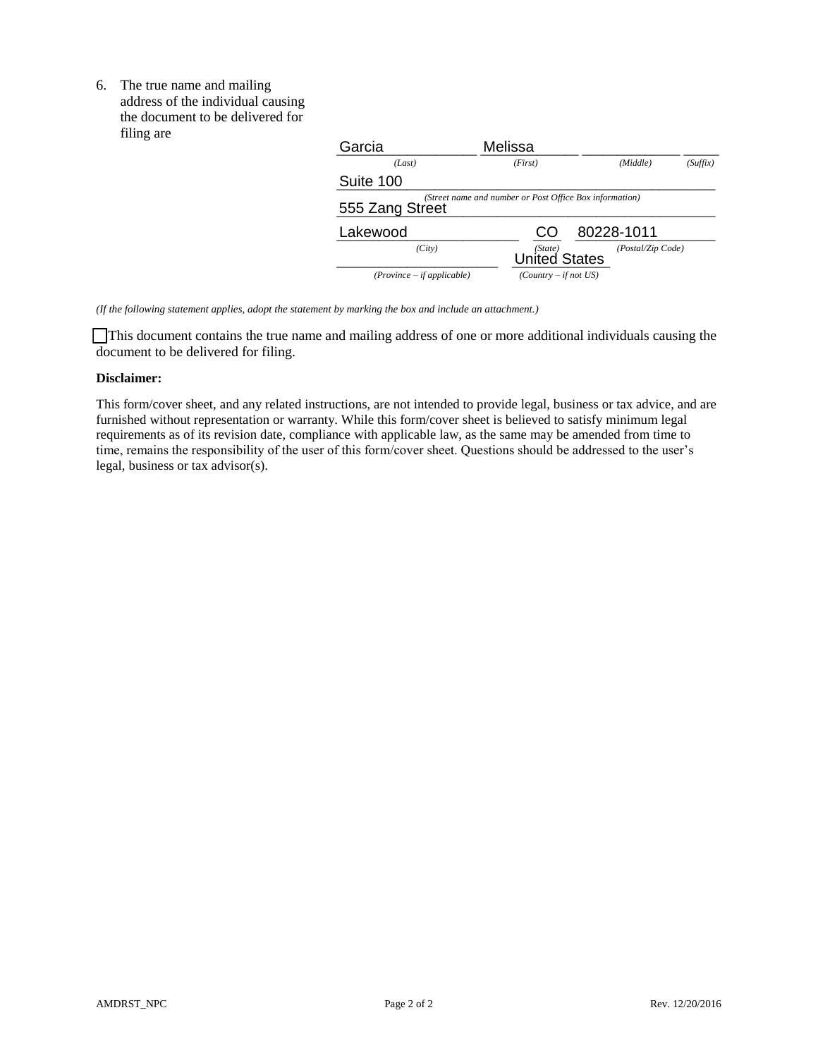6. The true name and mailing address of the individual causing the document to be delivered for filing are

| Garcia | Melissa | | |
|---|---|---|---|
| *(Last)* | *(First)* | *(Middle)* | *(Suffix)* |

Suite 100
555 Zang Street
*(Street name and number or Post Office Box information)*

| Lakewood | CO | 80228-1011 |
|---|---|---|
| *(City)* | *(State)* | *(Postal/Zip Code)* |
| | United States | |
| *(Province – if applicable)* | *(Country – if not US)* | |

*(If the following statement applies, adopt the statement by marking the box and include an attachment.)*

☐ This document contains the true name and mailing address of one or more additional individuals causing the document to be delivered for filing.

**Disclaimer:**

This form/cover sheet, and any related instructions, are not intended to provide legal, business or tax advice, and are furnished without representation or warranty. While this form/cover sheet is believed to satisfy minimum legal requirements as of its revision date, compliance with applicable law, as the same may be amended from time to time, remains the responsibility of the user of this form/cover sheet. Questions should be addressed to the user's legal, business or tax advisor(s).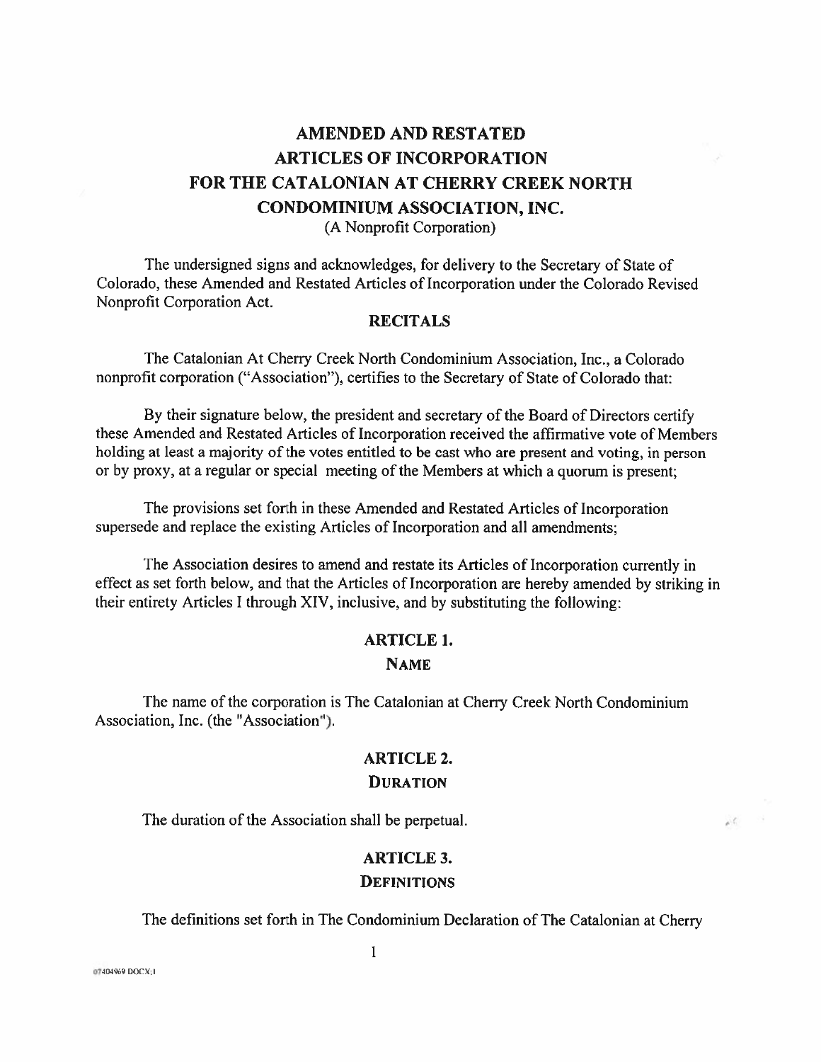# AMENDED AND RESTATED ARTICLES OF INCORPORATION FOR THE CATALONIAN AT CHERRY CREEK NORTH CONDOMINIUM ASSOCIATION, INC.

(A Nonprofit Corporation)

The undersigned signs and acknowledges, for delivery to the Secretary of State of Colorado, these Amended and Restated Articles of Incorporation under the Colorado Revised Nonprofit Corporation Act.

## RECITALS

The Catalonian At Cherry Creek North Condominium Association, Inc., a Colorado nonprofit corporation ("Association"), certifies to the Secretary of State of Colorado that:

By their signature below, the president and secretary of the Board of Directors certify these Amended and Restated Articles of Incorporation received the affirmative vote of Members holding at least a majority of the votes entitled to be cast who are present and voting, in person or by proxy, at a regular or special meeting of the Members at which a quorum is present;

The provisions set forth in these Amended and Restated Articles of Incorporation supersede and replace the existing Articles of Incorporation and all amendments;

The Association desires to amend and restate its Articles of Incorporation currently in effect as set forth below, and that the Articles of Incorporation are hereby amended by striking in their entirety Articles I through XIV, inclusive, and by substituting the following:

## ARTICLE 1.
### NAME

The name of the corporation is The Catalonian at Cherry Creek North Condominium Association, Inc. (the "Association").

## ARTICLE 2.
### DURATION

The duration of the Association shall be perpetual.

## ARTICLE 3.
### DEFINITIONS

The definitions set forth in The Condominium Declaration of The Catalonian at Cherry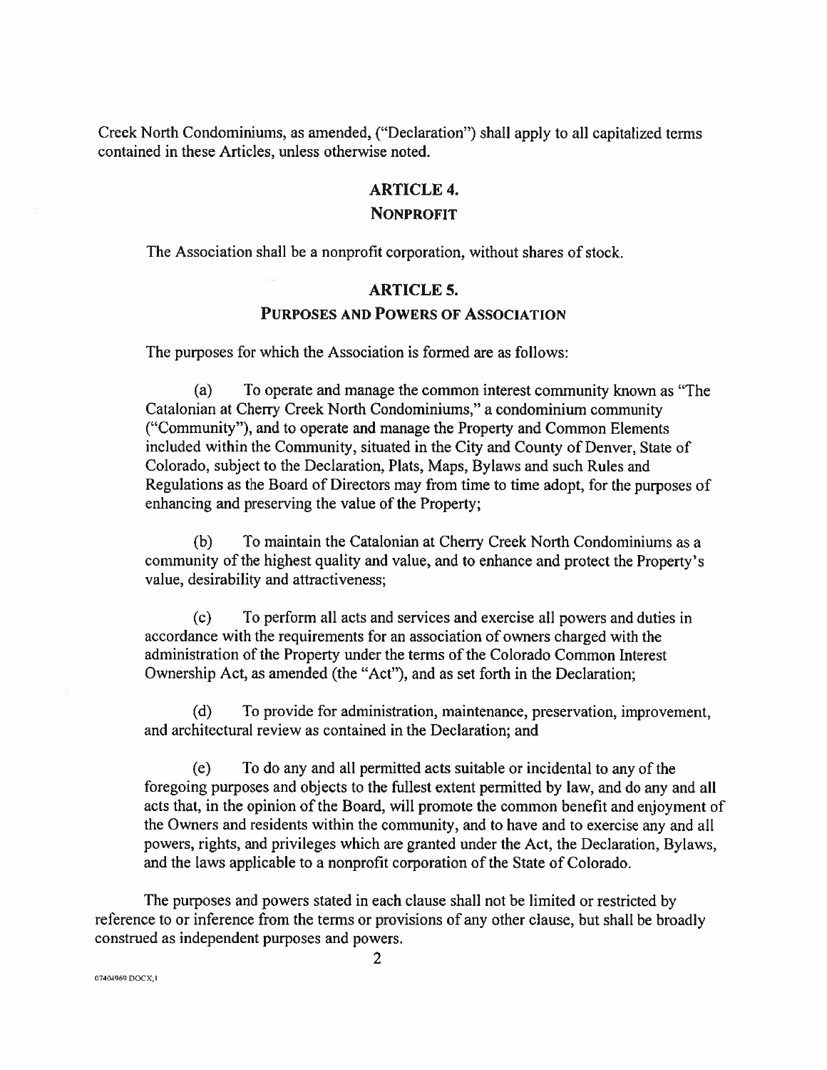Creek North Condominiums, as amended, ("Declaration") shall apply to all capitalized terms contained in these Articles, unless otherwise noted.

## ARTICLE 4.
## NONPROFIT

The Association shall be a nonprofit corporation, without shares of stock.

## ARTICLE 5.
## PURPOSES AND POWERS OF ASSOCIATION

The purposes for which the Association is formed are as follows:

(a) To operate and manage the common interest community known as "The Catalonian at Cherry Creek North Condominiums," a condominium community ("Community"), and to operate and manage the Property and Common Elements included within the Community, situated in the City and County of Denver, State of Colorado, subject to the Declaration, Plats, Maps, Bylaws and such Rules and Regulations as the Board of Directors may from time to time adopt, for the purposes of enhancing and preserving the value of the Property;

(b) To maintain the Catalonian at Cherry Creek North Condominiums as a community of the highest quality and value, and to enhance and protect the Property's value, desirability and attractiveness;

(c) To perform all acts and services and exercise all powers and duties in accordance with the requirements for an association of owners charged with the administration of the Property under the terms of the Colorado Common Interest Ownership Act, as amended (the "Act"), and as set forth in the Declaration;

(d) To provide for administration, maintenance, preservation, improvement, and architectural review as contained in the Declaration; and

(e) To do any and all permitted acts suitable or incidental to any of the foregoing purposes and objects to the fullest extent permitted by law, and do any and all acts that, in the opinion of the Board, will promote the common benefit and enjoyment of the Owners and residents within the community, and to have and to exercise any and all powers, rights, and privileges which are granted under the Act, the Declaration, Bylaws, and the laws applicable to a nonprofit corporation of the State of Colorado.

The purposes and powers stated in each clause shall not be limited or restricted by reference to or inference from the terms or provisions of any other clause, but shall be broadly construed as independent purposes and powers.

07404969.DOCX;1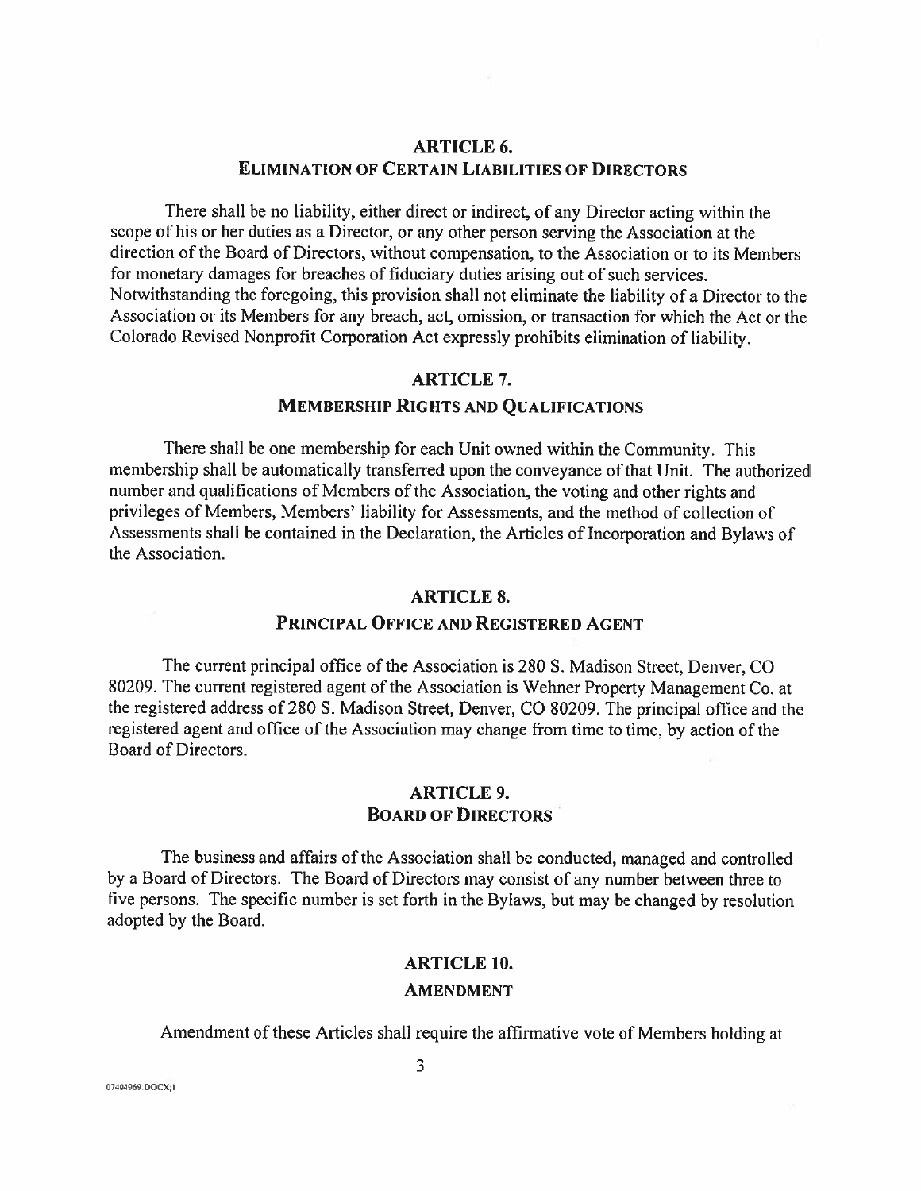## ARTICLE 6.
## ELIMINATION OF CERTAIN LIABILITIES OF DIRECTORS

There shall be no liability, either direct or indirect, of any Director acting within the scope of his or her duties as a Director, or any other person serving the Association at the direction of the Board of Directors, without compensation, to the Association or to its Members for monetary damages for breaches of fiduciary duties arising out of such services. Notwithstanding the foregoing, this provision shall not eliminate the liability of a Director to the Association or its Members for any breach, act, omission, or transaction for which the Act or the Colorado Revised Nonprofit Corporation Act expressly prohibits elimination of liability.

## ARTICLE 7.
## MEMBERSHIP RIGHTS AND QUALIFICATIONS

There shall be one membership for each Unit owned within the Community. This membership shall be automatically transferred upon the conveyance of that Unit. The authorized number and qualifications of Members of the Association, the voting and other rights and privileges of Members, Members' liability for Assessments, and the method of collection of Assessments shall be contained in the Declaration, the Articles of Incorporation and Bylaws of the Association.

## ARTICLE 8.
## PRINCIPAL OFFICE AND REGISTERED AGENT

The current principal office of the Association is 280 S. Madison Street, Denver, CO 80209. The current registered agent of the Association is Wehner Property Management Co. at the registered address of 280 S. Madison Street, Denver, CO 80209. The principal office and the registered agent and office of the Association may change from time to time, by action of the Board of Directors.

## ARTICLE 9.
## BOARD OF DIRECTORS

The business and affairs of the Association shall be conducted, managed and controlled by a Board of Directors. The Board of Directors may consist of any number between three to five persons. The specific number is set forth in the Bylaws, but may be changed by resolution adopted by the Board.

## ARTICLE 10.
## AMENDMENT

Amendment of these Articles shall require the affirmative vote of Members holding at

07404969.DOCX;1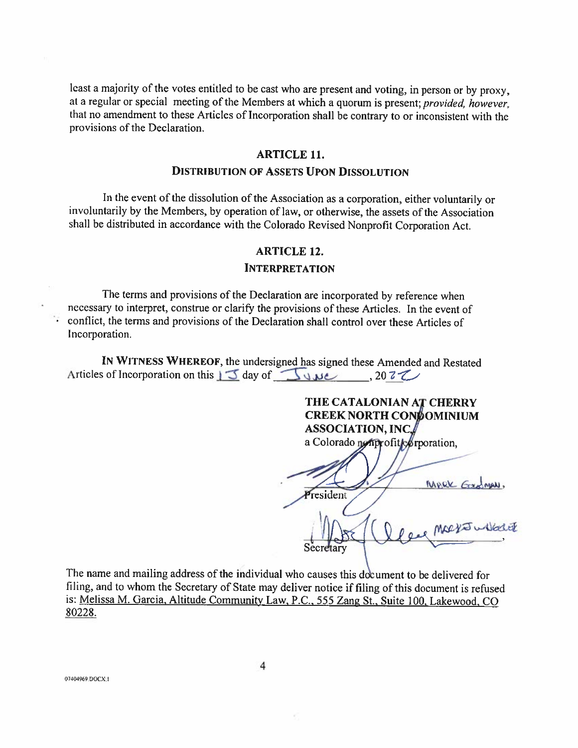least a majority of the votes entitled to be cast who are present and voting, in person or by proxy, at a regular or special meeting of the Members at which a quorum is present; *provided, however,* that no amendment to these Articles of Incorporation shall be contrary to or inconsistent with the provisions of the Declaration.

## ARTICLE 11.

### DISTRIBUTION OF ASSETS UPON DISSOLUTION

In the event of the dissolution of the Association as a corporation, either voluntarily or involuntarily by the Members, by operation of law, or otherwise, the assets of the Association shall be distributed in accordance with the Colorado Revised Nonprofit Corporation Act.

## ARTICLE 12.

### INTERPRETATION

The terms and provisions of the Declaration are incorporated by reference when necessary to interpret, construe or clarify the provisions of these Articles. In the event of conflict, the terms and provisions of the Declaration shall control over these Articles of Incorporation.

**IN WITNESS WHEREOF**, the undersigned has signed these Amended and Restated Articles of Incorporation on this 15 day of June, 2022

**THE CATALONIAN AT CHERRY CREEK NORTH CONDOMINIUM ASSOCIATION, INC.,**
a Colorado nonprofit corporation,

______________________ MARK GOODMAN,
President

______________________ MARY J. WHEELER,
Secretary

The name and mailing address of the individual who causes this document to be delivered for filing, and to whom the Secretary of State may deliver notice if filing of this document is refused is: Melissa M. Garcia, Altitude Community Law, P.C., 555 Zang St., Suite 100, Lakewood, CO 80228.

07404969.DOCX.1